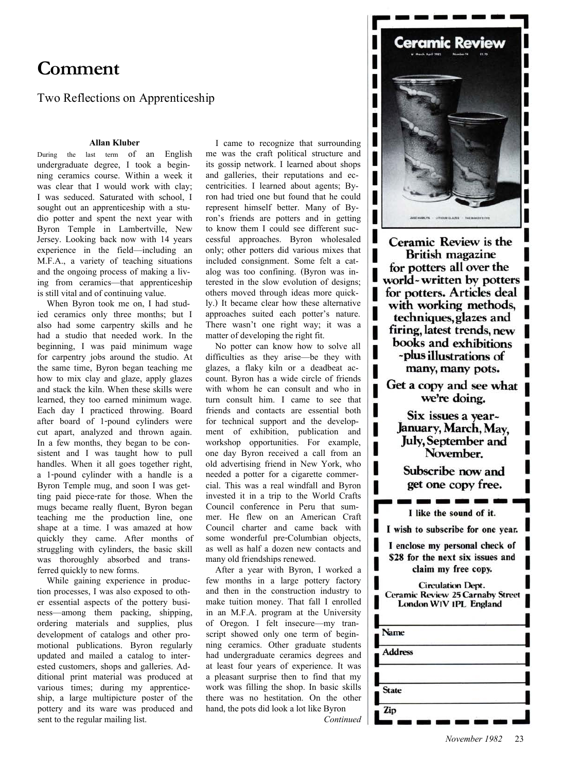# Comment

## Two Reflections on Apprenticeship

**Allan Kluber**

During the last term of an English undergraduate degree, I took a beginning ceramics course. Within a week it was clear that I would work with clay; I was seduced. Saturated with school, I sought out an apprenticeship with a studio potter and spent the next year with Byron Temple in Lambertville, New Jersey. Looking back now with 14 years experience in the field—including an M.F.A., a variety of teaching situations and the ongoing process of making a living from ceramics—that apprenticeship is still vital and of continuing value.

When Byron took me on, I had studied ceramics only three months; but I also had some carpentry skills and he had a studio that needed work. In the beginning, I was paid minimum wage for carpentry jobs around the studio. At the same time, Byron began teaching me how to mix clay and glaze, apply glazes and stack the kiln. When these skills were learned, they too earned minimum wage. Each day I practiced throwing. Board after board of 1-pound cylinders were cut apart, analyzed and thrown again. In a few months, they began to be consistent and I was taught how to pull handles. When it all goes together right, a 1-pound cylinder with a handle is a Byron Temple mug, and soon I was getting paid piece-rate for those. When the mugs became really fluent, Byron began teaching me the production line, one shape at a time. I was amazed at how quickly they came. After months of struggling with cylinders, the basic skill was thoroughly absorbed and transferred quickly to new forms.

While gaining experience in production processes, I was also exposed to other essential aspects of the pottery business—among them packing, shipping, ordering materials and supplies, plus development of catalogs and other promotional publications. Byron regularly updated and mailed a catalog to interested customers, shops and galleries. Additional print material was produced at various times; during my apprenticeship, a large multipicture poster of the pottery and its ware was produced and sent to the regular mailing list.

I came to recognize that surrounding me was the craft political structure and its gossip network. I learned about shops and galleries, their reputations and eccentricities. I learned about agents; Byron had tried one but found that he could represent himself better. Many of Byron's friends are potters and in getting to know them I could see different successful approaches. Byron wholesaled only; other potters did various mixes that included consignment. Some felt a catalog was too confining. (Byron was interested in the slow evolution of designs; others moved through ideas more quickly.) It became clear how these alternative approaches suited each potter's nature. There wasn't one right way; it was a matter of developing the right fit.

No potter can know how to solve all difficulties as they arise—be they with glazes, a flaky kiln or a deadbeat account. Byron has a wide circle of friends with whom he can consult and who in turn consult him. I came to see that friends and contacts are essential both for technical support and the development of exhibition, publication and workshop opportunities. For example, one day Byron received a call from an old advertising friend in New York, who needed a potter for a cigarette commercial. This was a real windfall and Byron invested it in a trip to the World Crafts Council conference in Peru that summer. He flew on an American Craft Council charter and came back with some wonderful pre-Columbian objects, as well as half a dozen new contacts and many old friendships renewed.

After a year with Byron, I worked a few months in a large pottery factory and then in the construction industry to make tuition money. That fall I enrolled in an M.F.A. program at the University of Oregon. I felt insecure—my transcript showed only one term of beginning ceramics. Other graduate students had undergraduate ceramics degrees and at least four years of experience. It was a pleasant surprise then to find that my work was filling the shop. In basic skills there was no hestitation. On the other hand, the pots did look a lot like Byron

*Continued*

---

**Ceramic Review**

Ceramic Review is the British magazine for potters all over the world-written by potters for potters. Articles deal with working methods, techniques, glazes and firing, latest trends, new books and exhibitions -plus illustrations of many, many pots.

Get a copy and see what we're doing.

Six issues a year- January, March, May, July, September and November.

Subscribe now and get one copy free.

I like the sound of it.

I wish to subscribe for one year.

I enclose my personal check of $28 for the next six issues and claim my free copy.

Circulation Dept.
Ceramic Review 25 Carnaby Street
London W1V 1PL England

Name

Address

State

Zip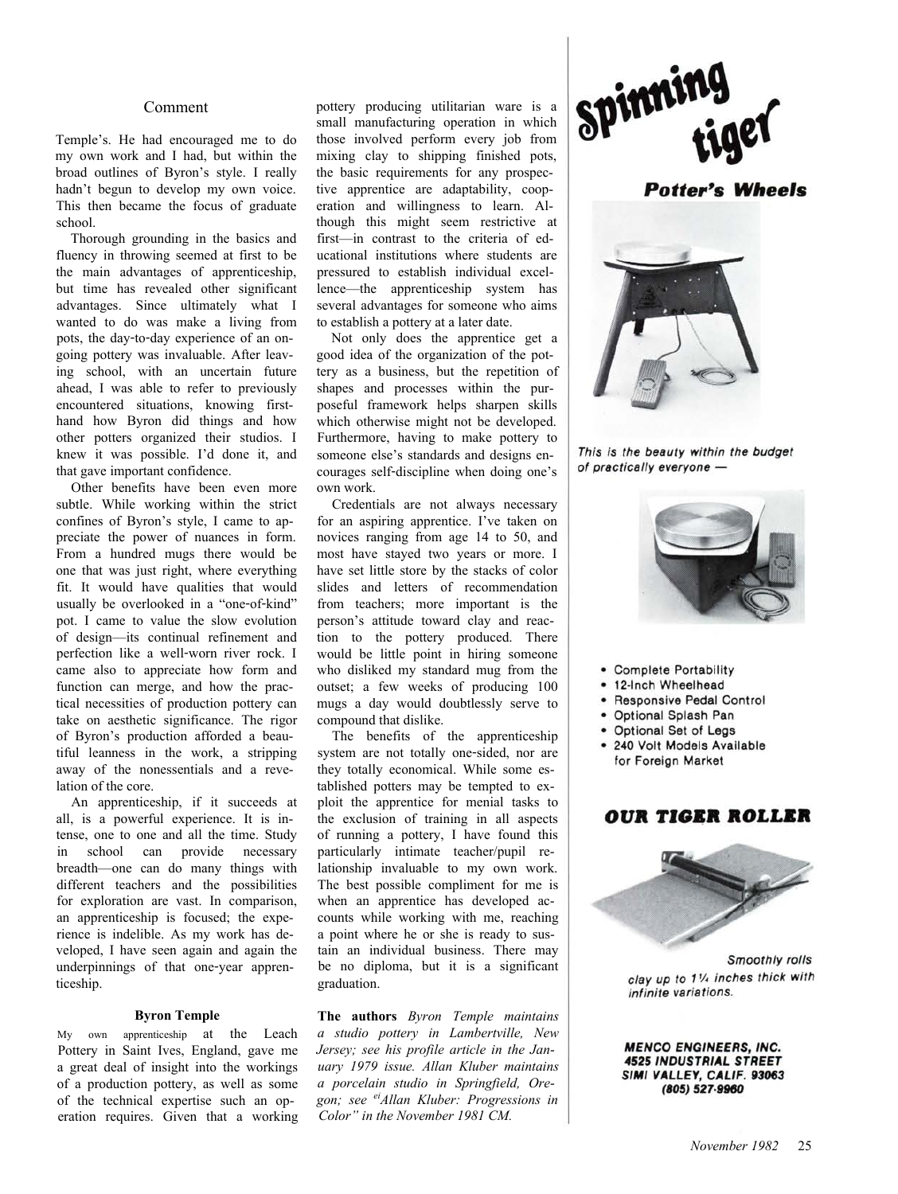Temple's. He had encouraged me to do my own work and I had, but within the broad outlines of Byron's style. I really hadn't begun to develop my own voice. This then became the focus of graduate school.

Thorough grounding in the basics and fluency in throwing seemed at first to be the main advantages of apprenticeship, but time has revealed other significant advantages. Since ultimately what I wanted to do was make a living from pots, the day-to-day experience of an on-going pottery was invaluable. After leaving school, with an uncertain future ahead, I was able to refer to previously encountered situations, knowing first-hand how Byron did things and how other potters organized their studios. I knew it was possible. I'd done it, and that gave important confidence.

Other benefits have been even more subtle. While working within the strict confines of Byron's style, I came to appreciate the power of nuances in form. From a hundred mugs there would be one that was just right, where everything fit. It would have qualities that would usually be overlooked in a "one-of-kind" pot. I came to value the slow evolution of design—its continual refinement and perfection like a well-worn river rock. I came also to appreciate how form and function can merge, and how the practical necessities of production pottery can take on aesthetic significance. The rigor of Byron's production afforded a beautiful leanness in the work, a stripping away of the nonessentials and a revelation of the core.

An apprenticeship, if it succeeds at all, is a powerful experience. It is intense, one to one and all the time. Study in school can provide necessary breadth—one can do many things with different teachers and the possibilities for exploration are vast. In comparison, an apprenticeship is focused; the experience is indelible. As my work has developed, I have seen again and again the underpinnings of that one-year apprenticeship.

**Byron Temple**

My own apprenticeship at the Leach Pottery in Saint Ives, England, gave me a great deal of insight into the workings of a production pottery, as well as some of the technical expertise such an operation requires. Given that a working pottery producing utilitarian ware is a small manufacturing operation in which those involved perform every job from mixing clay to shipping finished pots, the basic requirements for any prospective apprentice are adaptability, cooperation and willingness to learn. Although this might seem restrictive at first—in contrast to the criteria of educational institutions where students are pressured to establish individual excellence—the apprenticeship system has several advantages for someone who aims to establish a pottery at a later date.

Not only does the apprentice get a good idea of the organization of the pottery as a business, but the repetition of shapes and processes within the purposeful framework helps sharpen skills which otherwise might not be developed. Furthermore, having to make pottery to someone else's standards and designs encourages self-discipline when doing one's own work.

Credentials are not always necessary for an aspiring apprentice. I've taken on novices ranging from age 14 to 50, and most have stayed two years or more. I have set little store by the stacks of color slides and letters of recommendation from teachers; more important is the person's attitude toward clay and reaction to the pottery produced. There would be little point in hiring someone who disliked my standard mug from the outset; a few weeks of producing 100 mugs a day would doubtlessly serve to compound that dislike.

The benefits of the apprenticeship system are not totally one-sided, nor are they totally economical. While some established potters may be tempted to exploit the apprentice for menial tasks to the exclusion of training in all aspects of running a pottery, I have found this particularly intimate teacher/pupil relationship invaluable to my own work. The best possible compliment for me is when an apprentice has developed accounts while working with me, reaching a point where he or she is ready to sustain an individual business. There may be no diploma, but it is a significant graduation.

**The authors** *Byron Temple maintains a studio pottery in Lambertville, New Jersey; see his profile article in the January 1979 issue. Allan Kluber maintains a porcelain studio in Springfield, Oregon; see "Allan Kluber: Progressions in Color" in the November 1981 CM.*

**Spinning tiger**

**Potter's Wheels**

*This is the beauty within the budget of practically everyone —*

- Complete Portability
- 12-Inch Wheelhead
- Responsive Pedal Control
- Optional Splash Pan
- Optional Set of Legs
- 240 Volt Models Available for Foreign Market

**OUR TIGER ROLLER**

*Smoothly rolls clay up to 1¼ inches thick with infinite variations.*

**MENCO ENGINEERS, INC.**
**4525 INDUSTRIAL STREET**
**SIMI VALLEY, CALIF. 93063**
**(805) 527-9960**